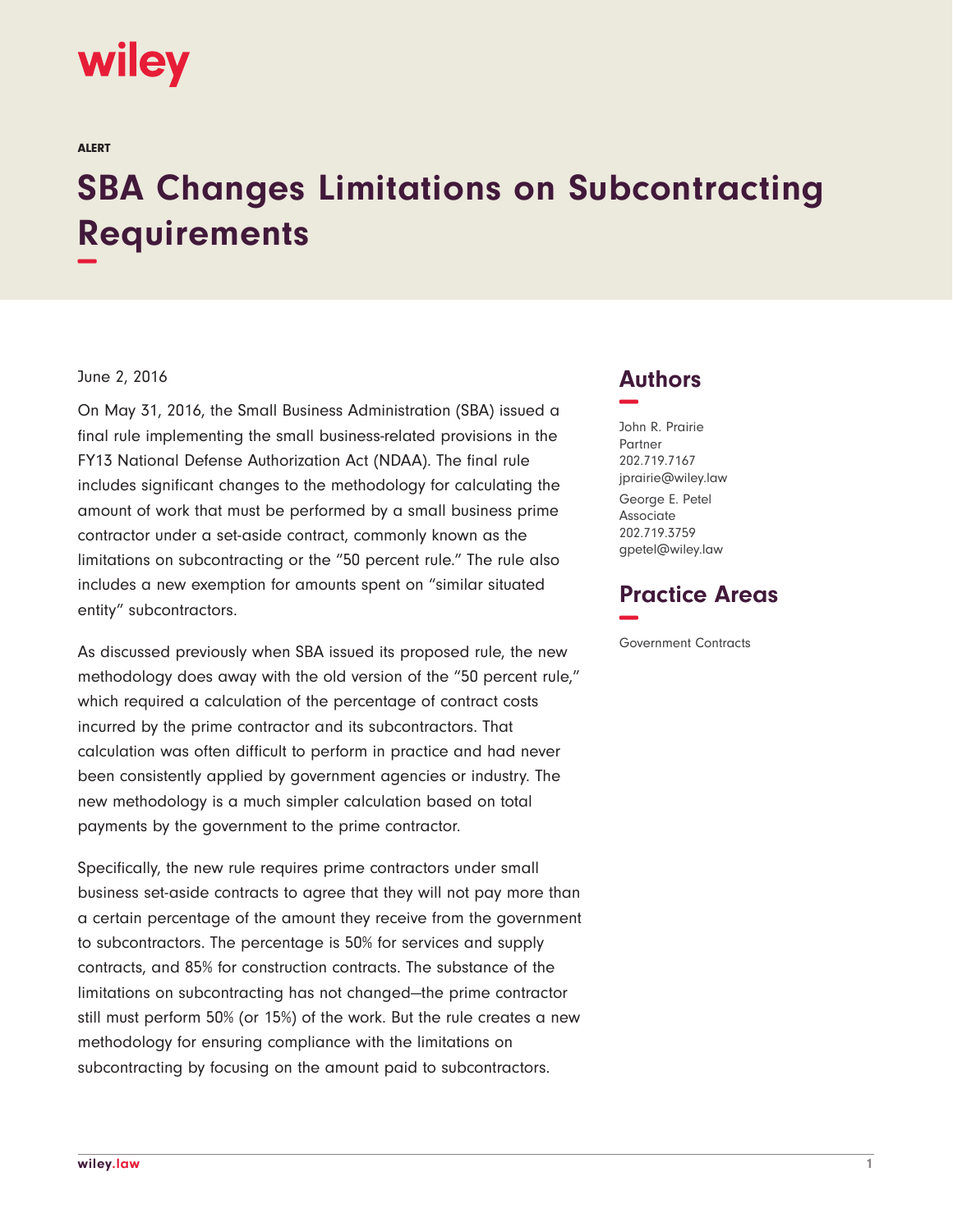ALERT

# SBA Changes Limitations on Subcontracting Requirements

June 2, 2016

On May 31, 2016, the Small Business Administration (SBA) issued a final rule implementing the small business-related provisions in the FY13 National Defense Authorization Act (NDAA). The final rule includes significant changes to the methodology for calculating the amount of work that must be performed by a small business prime contractor under a set-aside contract, commonly known as the limitations on subcontracting or the "50 percent rule." The rule also includes a new exemption for amounts spent on "similar situated entity" subcontractors.

As discussed previously when SBA issued its proposed rule, the new methodology does away with the old version of the "50 percent rule," which required a calculation of the percentage of contract costs incurred by the prime contractor and its subcontractors. That calculation was often difficult to perform in practice and had never been consistently applied by government agencies or industry. The new methodology is a much simpler calculation based on total payments by the government to the prime contractor.

Specifically, the new rule requires prime contractors under small business set-aside contracts to agree that they will not pay more than a certain percentage of the amount they receive from the government to subcontractors. The percentage is 50% for services and supply contracts, and 85% for construction contracts. The substance of the limitations on subcontracting has not changed—the prime contractor still must perform 50% (or 15%) of the work. But the rule creates a new methodology for ensuring compliance with the limitations on subcontracting by focusing on the amount paid to subcontractors.

## Authors

John R. Prairie
Partner
202.719.7167
jprairie@wiley.law

George E. Petel
Associate
202.719.3759
gpetel@wiley.law

## Practice Areas

Government Contracts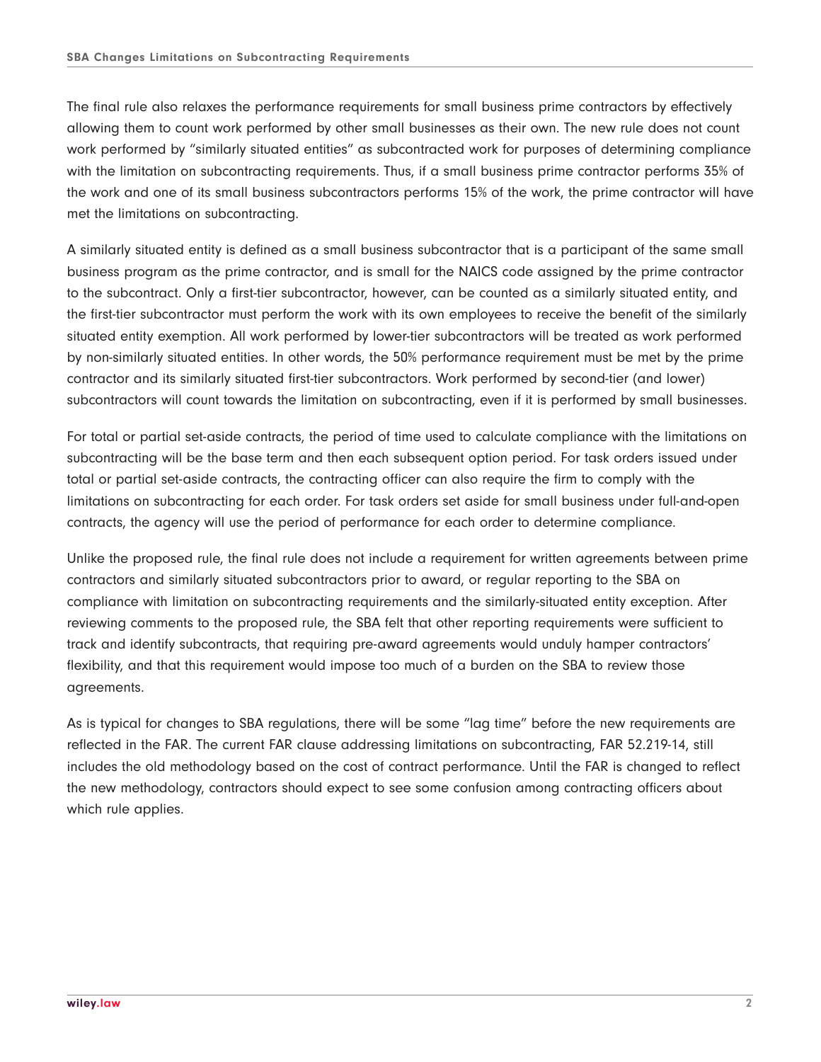The final rule also relaxes the performance requirements for small business prime contractors by effectively allowing them to count work performed by other small businesses as their own. The new rule does not count work performed by "similarly situated entities" as subcontracted work for purposes of determining compliance with the limitation on subcontracting requirements. Thus, if a small business prime contractor performs 35% of the work and one of its small business subcontractors performs 15% of the work, the prime contractor will have met the limitations on subcontracting.

A similarly situated entity is defined as a small business subcontractor that is a participant of the same small business program as the prime contractor, and is small for the NAICS code assigned by the prime contractor to the subcontract. Only a first-tier subcontractor, however, can be counted as a similarly situated entity, and the first-tier subcontractor must perform the work with its own employees to receive the benefit of the similarly situated entity exemption. All work performed by lower-tier subcontractors will be treated as work performed by non-similarly situated entities. In other words, the 50% performance requirement must be met by the prime contractor and its similarly situated first-tier subcontractors. Work performed by second-tier (and lower) subcontractors will count towards the limitation on subcontracting, even if it is performed by small businesses.

For total or partial set-aside contracts, the period of time used to calculate compliance with the limitations on subcontracting will be the base term and then each subsequent option period. For task orders issued under total or partial set-aside contracts, the contracting officer can also require the firm to comply with the limitations on subcontracting for each order. For task orders set aside for small business under full-and-open contracts, the agency will use the period of performance for each order to determine compliance.

Unlike the proposed rule, the final rule does not include a requirement for written agreements between prime contractors and similarly situated subcontractors prior to award, or regular reporting to the SBA on compliance with limitation on subcontracting requirements and the similarly-situated entity exception. After reviewing comments to the proposed rule, the SBA felt that other reporting requirements were sufficient to track and identify subcontracts, that requiring pre-award agreements would unduly hamper contractors' flexibility, and that this requirement would impose too much of a burden on the SBA to review those agreements.

As is typical for changes to SBA regulations, there will be some "lag time" before the new requirements are reflected in the FAR. The current FAR clause addressing limitations on subcontracting, FAR 52.219-14, still includes the old methodology based on the cost of contract performance. Until the FAR is changed to reflect the new methodology, contractors should expect to see some confusion among contracting officers about which rule applies.